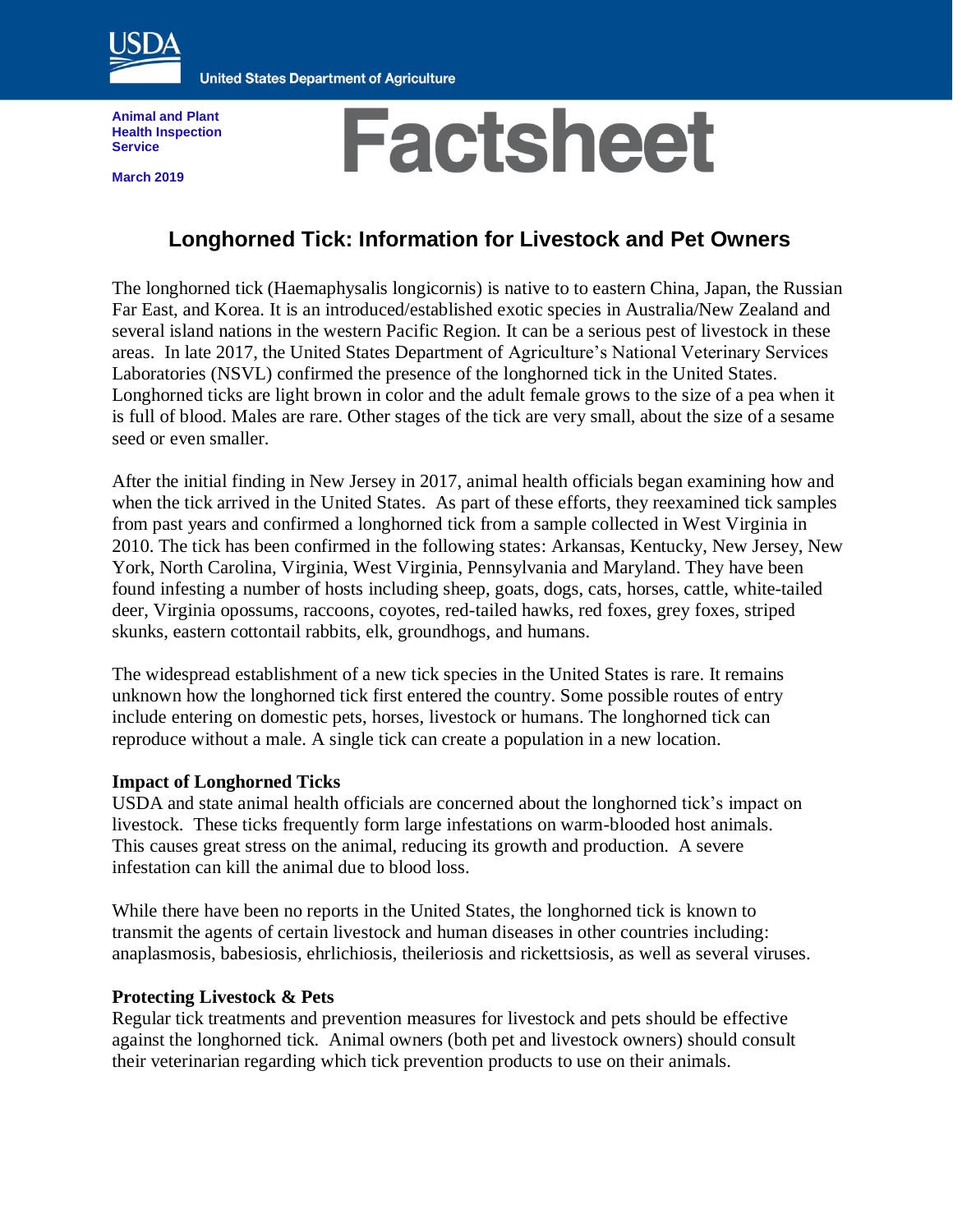USDA

United States Department of Agriculture

**Animal and Plant Health Inspection Service**

**March 2019**

# Factsheet

## Longhorned Tick: Information for Livestock and Pet Owners

The longhorned tick (Haemaphysalis longicornis) is native to to eastern China, Japan, the Russian Far East, and Korea. It is an introduced/established exotic species in Australia/New Zealand and several island nations in the western Pacific Region. It can be a serious pest of livestock in these areas. In late 2017, the United States Department of Agriculture's National Veterinary Services Laboratories (NSVL) confirmed the presence of the longhorned tick in the United States. Longhorned ticks are light brown in color and the adult female grows to the size of a pea when it is full of blood. Males are rare. Other stages of the tick are very small, about the size of a sesame seed or even smaller.

After the initial finding in New Jersey in 2017, animal health officials began examining how and when the tick arrived in the United States. As part of these efforts, they reexamined tick samples from past years and confirmed a longhorned tick from a sample collected in West Virginia in 2010. The tick has been confirmed in the following states: Arkansas, Kentucky, New Jersey, New York, North Carolina, Virginia, West Virginia, Pennsylvania and Maryland. They have been found infesting a number of hosts including sheep, goats, dogs, cats, horses, cattle, white-tailed deer, Virginia opossums, raccoons, coyotes, red-tailed hawks, red foxes, grey foxes, striped skunks, eastern cottontail rabbits, elk, groundhogs, and humans.

The widespread establishment of a new tick species in the United States is rare. It remains unknown how the longhorned tick first entered the country. Some possible routes of entry include entering on domestic pets, horses, livestock or humans. The longhorned tick can reproduce without a male. A single tick can create a population in a new location.

### Impact of Longhorned Ticks

USDA and state animal health officials are concerned about the longhorned tick's impact on livestock. These ticks frequently form large infestations on warm-blooded host animals. This causes great stress on the animal, reducing its growth and production. A severe infestation can kill the animal due to blood loss.

While there have been no reports in the United States, the longhorned tick is known to transmit the agents of certain livestock and human diseases in other countries including: anaplasmosis, babesiosis, ehrlichiosis, theileriosis and rickettsiosis, as well as several viruses.

### Protecting Livestock & Pets

Regular tick treatments and prevention measures for livestock and pets should be effective against the longhorned tick. Animal owners (both pet and livestock owners) should consult their veterinarian regarding which tick prevention products to use on their animals.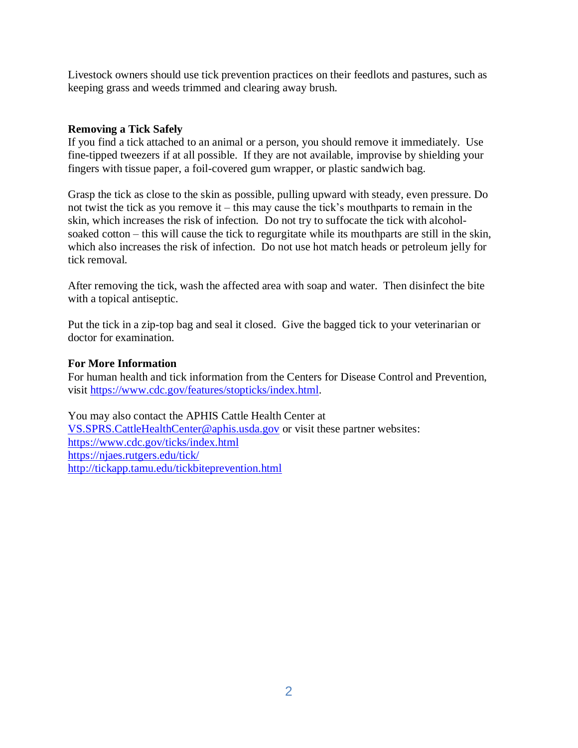Livestock owners should use tick prevention practices on their feedlots and pastures, such as keeping grass and weeds trimmed and clearing away brush.

**Removing a Tick Safely**

If you find a tick attached to an animal or a person, you should remove it immediately. Use fine-tipped tweezers if at all possible. If they are not available, improvise by shielding your fingers with tissue paper, a foil-covered gum wrapper, or plastic sandwich bag.

Grasp the tick as close to the skin as possible, pulling upward with steady, even pressure. Do not twist the tick as you remove it – this may cause the tick's mouthparts to remain in the skin, which increases the risk of infection. Do not try to suffocate the tick with alcohol-soaked cotton – this will cause the tick to regurgitate while its mouthparts are still in the skin, which also increases the risk of infection. Do not use hot match heads or petroleum jelly for tick removal.

After removing the tick, wash the affected area with soap and water. Then disinfect the bite with a topical antiseptic.

Put the tick in a zip-top bag and seal it closed. Give the bagged tick to your veterinarian or doctor for examination.

**For More Information**

For human health and tick information from the Centers for Disease Control and Prevention, visit https://www.cdc.gov/features/stopticks/index.html.

You may also contact the APHIS Cattle Health Center at VS.SPRS.CattleHealthCenter@aphis.usda.gov or visit these partner websites:
https://www.cdc.gov/ticks/index.html
https://njaes.rutgers.edu/tick/
http://tickapp.tamu.edu/tickbiteprevention.html